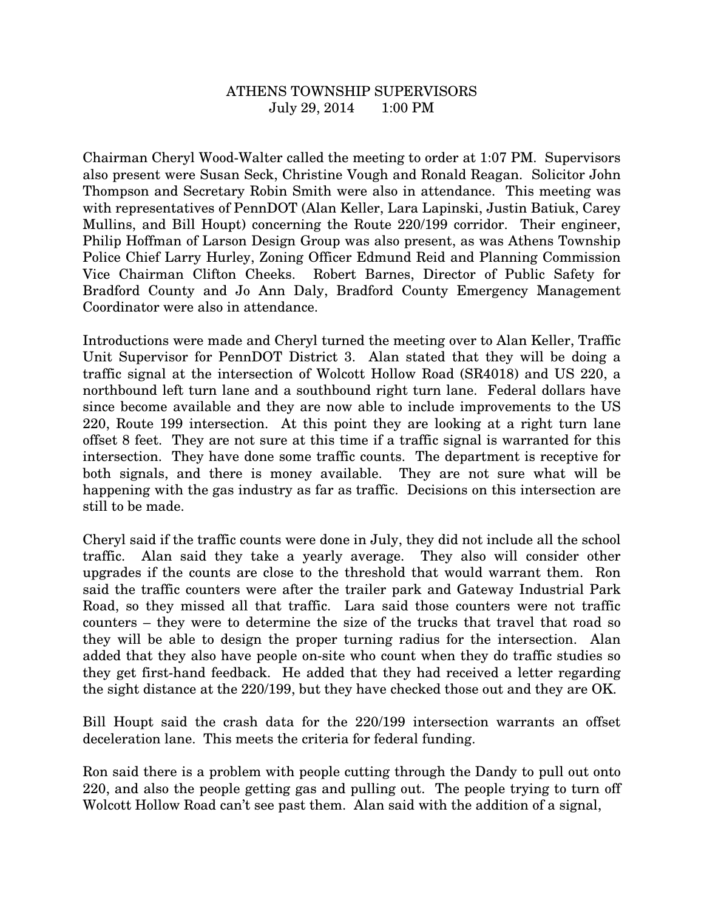# ATHENS TOWNSHIP SUPERVISORS

July 29, 2014 1:00 PM

Chairman Cheryl Wood-Walter called the meeting to order at 1:07 PM. Supervisors also present were Susan Seck, Christine Vough and Ronald Reagan. Solicitor John Thompson and Secretary Robin Smith were also in attendance. This meeting was with representatives of PennDOT (Alan Keller, Lara Lapinski, Justin Batiuk, Carey Mullins, and Bill Houpt) concerning the Route 220/199 corridor. Their engineer, Philip Hoffman of Larson Design Group was also present, as was Athens Township Police Chief Larry Hurley, Zoning Officer Edmund Reid and Planning Commission Vice Chairman Clifton Cheeks. Robert Barnes, Director of Public Safety for Bradford County and Jo Ann Daly, Bradford County Emergency Management Coordinator were also in attendance.

Introductions were made and Cheryl turned the meeting over to Alan Keller, Traffic Unit Supervisor for PennDOT District 3. Alan stated that they will be doing a traffic signal at the intersection of Wolcott Hollow Road (SR4018) and US 220, a northbound left turn lane and a southbound right turn lane. Federal dollars have since become available and they are now able to include improvements to the US 220, Route 199 intersection. At this point they are looking at a right turn lane offset 8 feet. They are not sure at this time if a traffic signal is warranted for this intersection. They have done some traffic counts. The department is receptive for both signals, and there is money available. They are not sure what will be happening with the gas industry as far as traffic. Decisions on this intersection are still to be made.

Cheryl said if the traffic counts were done in July, they did not include all the school traffic. Alan said they take a yearly average. They also will consider other upgrades if the counts are close to the threshold that would warrant them. Ron said the traffic counters were after the trailer park and Gateway Industrial Park Road, so they missed all that traffic. Lara said those counters were not traffic counters – they were to determine the size of the trucks that travel that road so they will be able to design the proper turning radius for the intersection. Alan added that they also have people on-site who count when they do traffic studies so they get first-hand feedback. He added that they had received a letter regarding the sight distance at the 220/199, but they have checked those out and they are OK.

Bill Houpt said the crash data for the 220/199 intersection warrants an offset deceleration lane. This meets the criteria for federal funding.

Ron said there is a problem with people cutting through the Dandy to pull out onto 220, and also the people getting gas and pulling out. The people trying to turn off Wolcott Hollow Road can't see past them. Alan said with the addition of a signal,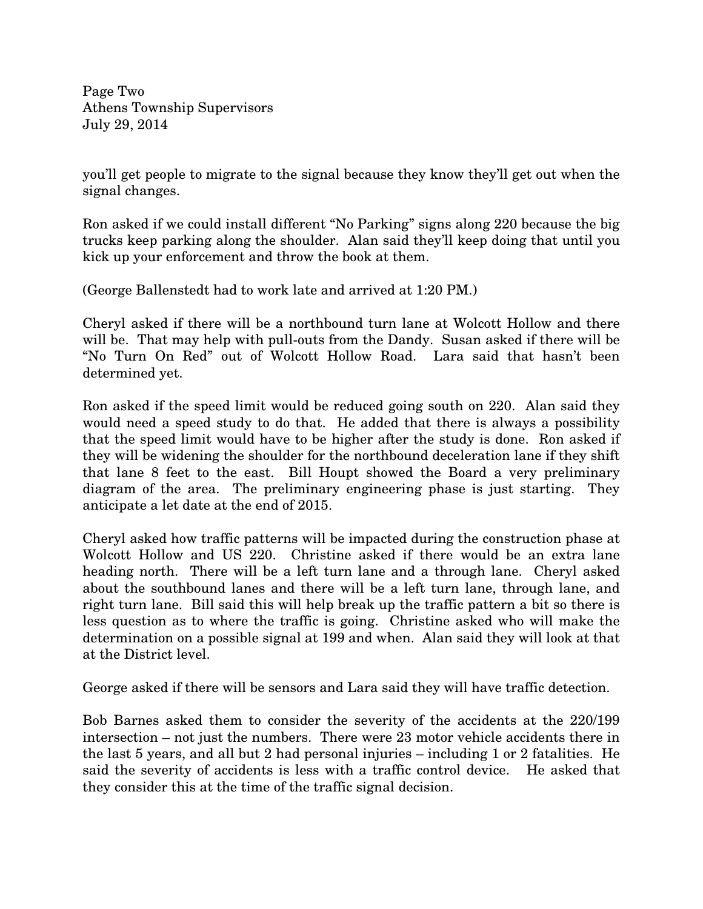you'll get people to migrate to the signal because they know they'll get out when the signal changes.

Ron asked if we could install different "No Parking" signs along 220 because the big trucks keep parking along the shoulder. Alan said they'll keep doing that until you kick up your enforcement and throw the book at them.

(George Ballenstedt had to work late and arrived at 1:20 PM.)

Cheryl asked if there will be a northbound turn lane at Wolcott Hollow and there will be. That may help with pull-outs from the Dandy. Susan asked if there will be "No Turn On Red" out of Wolcott Hollow Road. Lara said that hasn't been determined yet.

Ron asked if the speed limit would be reduced going south on 220. Alan said they would need a speed study to do that. He added that there is always a possibility that the speed limit would have to be higher after the study is done. Ron asked if they will be widening the shoulder for the northbound deceleration lane if they shift that lane 8 feet to the east. Bill Houpt showed the Board a very preliminary diagram of the area. The preliminary engineering phase is just starting. They anticipate a let date at the end of 2015.

Cheryl asked how traffic patterns will be impacted during the construction phase at Wolcott Hollow and US 220. Christine asked if there would be an extra lane heading north. There will be a left turn lane and a through lane. Cheryl asked about the southbound lanes and there will be a left turn lane, through lane, and right turn lane. Bill said this will help break up the traffic pattern a bit so there is less question as to where the traffic is going. Christine asked who will make the determination on a possible signal at 199 and when. Alan said they will look at that at the District level.

George asked if there will be sensors and Lara said they will have traffic detection.

Bob Barnes asked them to consider the severity of the accidents at the 220/199 intersection – not just the numbers. There were 23 motor vehicle accidents there in the last 5 years, and all but 2 had personal injuries – including 1 or 2 fatalities. He said the severity of accidents is less with a traffic control device. He asked that they consider this at the time of the traffic signal decision.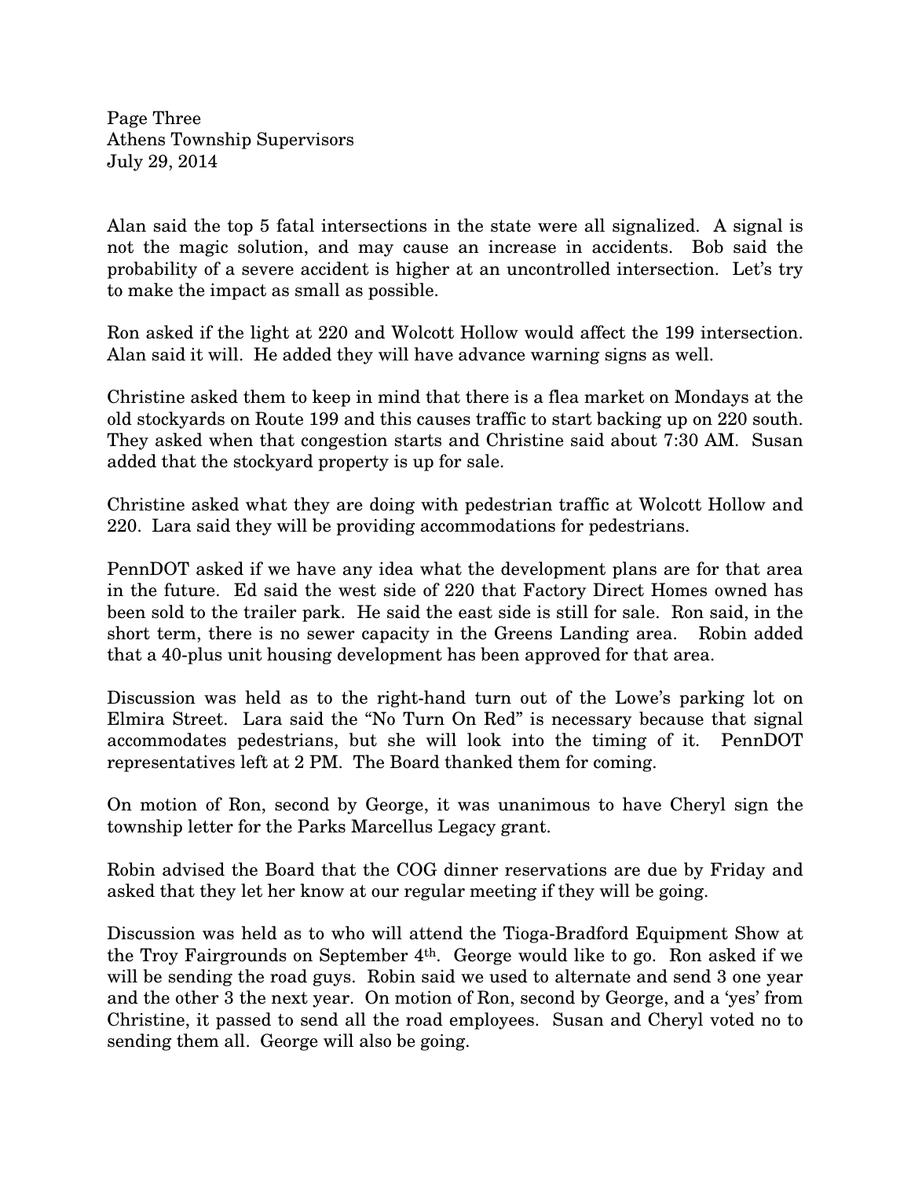Alan said the top 5 fatal intersections in the state were all signalized. A signal is not the magic solution, and may cause an increase in accidents. Bob said the probability of a severe accident is higher at an uncontrolled intersection. Let's try to make the impact as small as possible.

Ron asked if the light at 220 and Wolcott Hollow would affect the 199 intersection. Alan said it will. He added they will have advance warning signs as well.

Christine asked them to keep in mind that there is a flea market on Mondays at the old stockyards on Route 199 and this causes traffic to start backing up on 220 south. They asked when that congestion starts and Christine said about 7:30 AM. Susan added that the stockyard property is up for sale.

Christine asked what they are doing with pedestrian traffic at Wolcott Hollow and 220. Lara said they will be providing accommodations for pedestrians.

PennDOT asked if we have any idea what the development plans are for that area in the future. Ed said the west side of 220 that Factory Direct Homes owned has been sold to the trailer park. He said the east side is still for sale. Ron said, in the short term, there is no sewer capacity in the Greens Landing area. Robin added that a 40-plus unit housing development has been approved for that area.

Discussion was held as to the right-hand turn out of the Lowe's parking lot on Elmira Street. Lara said the "No Turn On Red" is necessary because that signal accommodates pedestrians, but she will look into the timing of it. PennDOT representatives left at 2 PM. The Board thanked them for coming.

On motion of Ron, second by George, it was unanimous to have Cheryl sign the township letter for the Parks Marcellus Legacy grant.

Robin advised the Board that the COG dinner reservations are due by Friday and asked that they let her know at our regular meeting if they will be going.

Discussion was held as to who will attend the Tioga-Bradford Equipment Show at the Troy Fairgrounds on September 4th. George would like to go. Ron asked if we will be sending the road guys. Robin said we used to alternate and send 3 one year and the other 3 the next year. On motion of Ron, second by George, and a 'yes' from Christine, it passed to send all the road employees. Susan and Cheryl voted no to sending them all. George will also be going.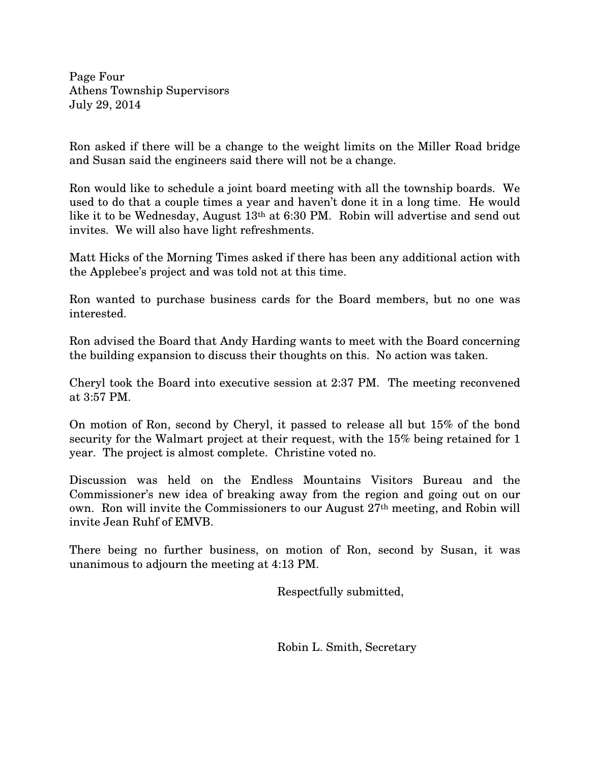Ron asked if there will be a change to the weight limits on the Miller Road bridge and Susan said the engineers said there will not be a change.

Ron would like to schedule a joint board meeting with all the township boards. We used to do that a couple times a year and haven't done it in a long time. He would like it to be Wednesday, August 13th at 6:30 PM. Robin will advertise and send out invites. We will also have light refreshments.

Matt Hicks of the Morning Times asked if there has been any additional action with the Applebee's project and was told not at this time.

Ron wanted to purchase business cards for the Board members, but no one was interested.

Ron advised the Board that Andy Harding wants to meet with the Board concerning the building expansion to discuss their thoughts on this. No action was taken.

Cheryl took the Board into executive session at 2:37 PM. The meeting reconvened at 3:57 PM.

On motion of Ron, second by Cheryl, it passed to release all but 15% of the bond security for the Walmart project at their request, with the 15% being retained for 1 year. The project is almost complete. Christine voted no.

Discussion was held on the Endless Mountains Visitors Bureau and the Commissioner's new idea of breaking away from the region and going out on our own. Ron will invite the Commissioners to our August 27th meeting, and Robin will invite Jean Ruhf of EMVB.

There being no further business, on motion of Ron, second by Susan, it was unanimous to adjourn the meeting at 4:13 PM.

Respectfully submitted,

Robin L. Smith, Secretary